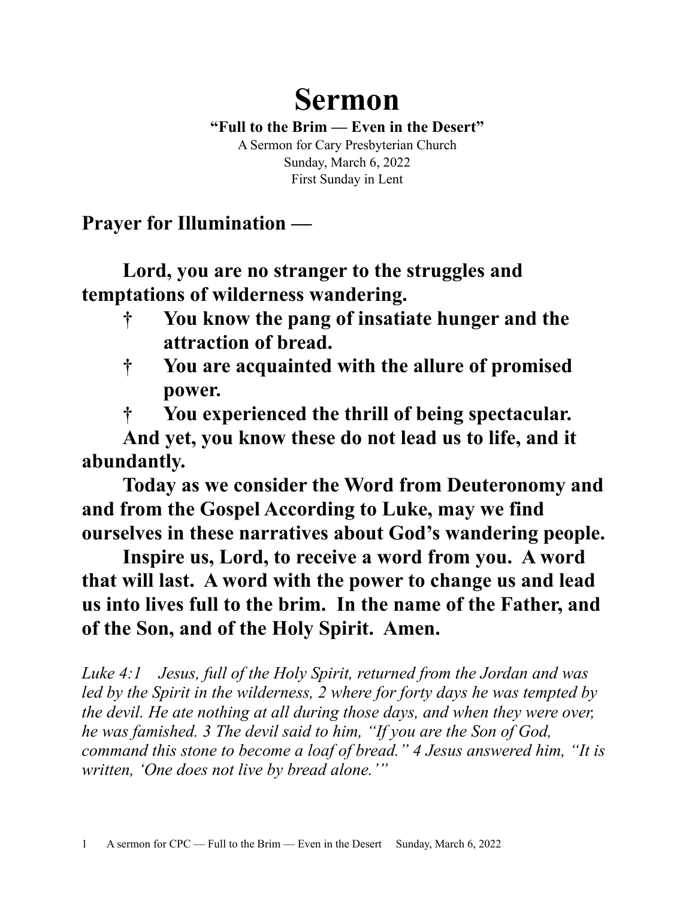# Sermon

**"Full to the Brim — Even in the Desert"**

A Sermon for Cary Presbyterian Church
Sunday, March 6, 2022
First Sunday in Lent

## Prayer for Illumination —

**Lord, you are no stranger to the struggles and temptations of wilderness wandering.**

- † **You know the pang of insatiate hunger and the attraction of bread.**
- † **You are acquainted with the allure of promised power.**
- † **You experienced the thrill of being spectacular.**

**And yet, you know these do not lead us to life, and it abundantly.**

**Today as we consider the Word from Deuteronomy and and from the Gospel According to Luke, may we find ourselves in these narratives about God's wandering people.**

**Inspire us, Lord, to receive a word from you. A word that will last. A word with the power to change us and lead us into lives full to the brim. In the name of the Father, and of the Son, and of the Holy Spirit. Amen.**

*Luke 4:1 Jesus, full of the Holy Spirit, returned from the Jordan and was led by the Spirit in the wilderness, 2 where for forty days he was tempted by the devil. He ate nothing at all during those days, and when they were over, he was famished. 3 The devil said to him, "If you are the Son of God, command this stone to become a loaf of bread." 4 Jesus answered him, "It is written, 'One does not live by bread alone.'"*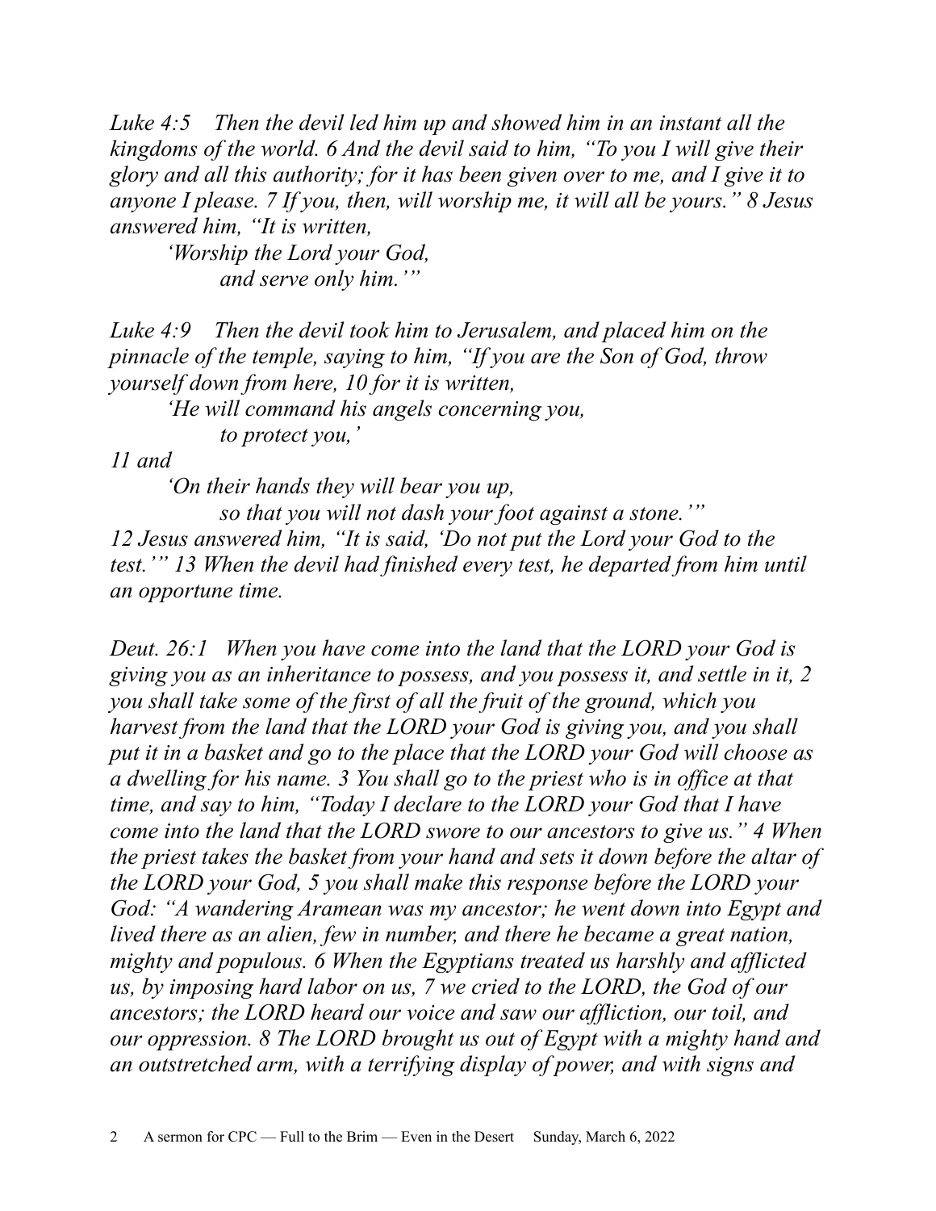*Luke 4:5 Then the devil led him up and showed him in an instant all the kingdoms of the world. 6 And the devil said to him, "To you I will give their glory and all this authority; for it has been given over to me, and I give it to anyone I please. 7 If you, then, will worship me, it will all be yours." 8 Jesus answered him, "It is written,*

> *'Worship the Lord your God,*
> *and serve only him.'"*

*Luke 4:9 Then the devil took him to Jerusalem, and placed him on the pinnacle of the temple, saying to him, "If you are the Son of God, throw yourself down from here, 10 for it is written,*

> *'He will command his angels concerning you,*
> *to protect you,'*

*11 and*

> *'On their hands they will bear you up,*
> *so that you will not dash your foot against a stone.'"*

*12 Jesus answered him, "It is said, 'Do not put the Lord your God to the test.'" 13 When the devil had finished every test, he departed from him until an opportune time.*

*Deut. 26:1 When you have come into the land that the LORD your God is giving you as an inheritance to possess, and you possess it, and settle in it, 2 you shall take some of the first of all the fruit of the ground, which you harvest from the land that the LORD your God is giving you, and you shall put it in a basket and go to the place that the LORD your God will choose as a dwelling for his name. 3 You shall go to the priest who is in office at that time, and say to him, "Today I declare to the LORD your God that I have come into the land that the LORD swore to our ancestors to give us." 4 When the priest takes the basket from your hand and sets it down before the altar of the LORD your God, 5 you shall make this response before the LORD your God: "A wandering Aramean was my ancestor; he went down into Egypt and lived there as an alien, few in number, and there he became a great nation, mighty and populous. 6 When the Egyptians treated us harshly and afflicted us, by imposing hard labor on us, 7 we cried to the LORD, the God of our ancestors; the LORD heard our voice and saw our affliction, our toil, and our oppression. 8 The LORD brought us out of Egypt with a mighty hand and an outstretched arm, with a terrifying display of power, and with signs and*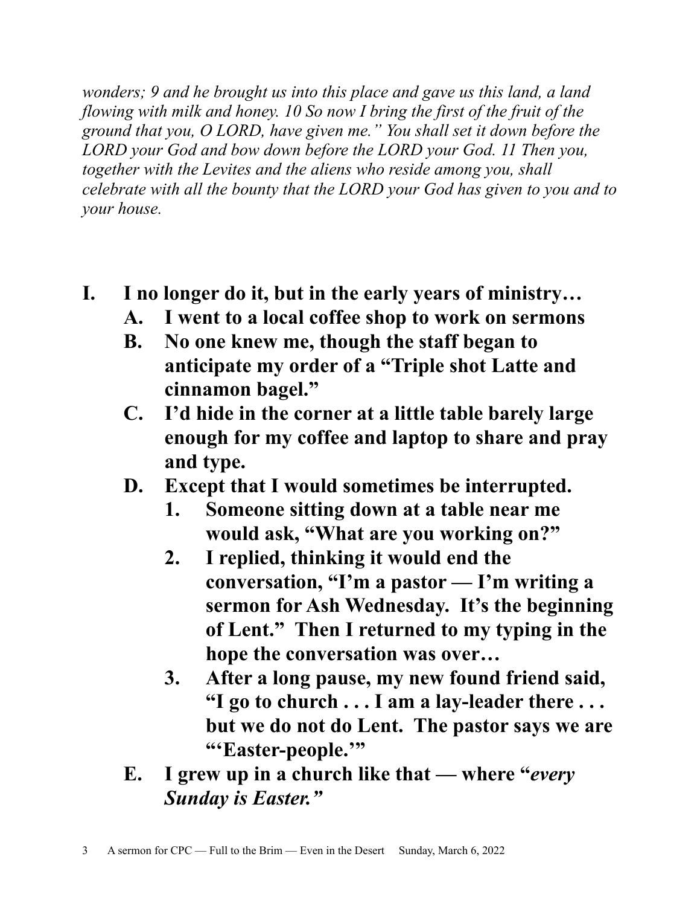*wonders; 9 and he brought us into this place and gave us this land, a land flowing with milk and honey. 10 So now I bring the first of the fruit of the ground that you, O LORD, have given me." You shall set it down before the LORD your God and bow down before the LORD your God. 11 Then you, together with the Levites and the aliens who reside among you, shall celebrate with all the bounty that the LORD your God has given to you and to your house.*

**I. I no longer do it, but in the early years of ministry…**

- **A. I went to a local coffee shop to work on sermons**
- **B. No one knew me, though the staff began to anticipate my order of a "Triple shot Latte and cinnamon bagel."**
- **C. I'd hide in the corner at a little table barely large enough for my coffee and laptop to share and pray and type.**
- **D. Except that I would sometimes be interrupted.**
  1. **Someone sitting down at a table near me would ask, "What are you working on?"**
  2. **I replied, thinking it would end the conversation, "I'm a pastor — I'm writing a sermon for Ash Wednesday. It's the beginning of Lent." Then I returned to my typing in the hope the conversation was over…**
  3. **After a long pause, my new found friend said, "I go to church . . . I am a lay-leader there . . . but we do not do Lent. The pastor says we are "'Easter-people.'"**
- **E. I grew up in a church like that — where "*every Sunday is Easter."***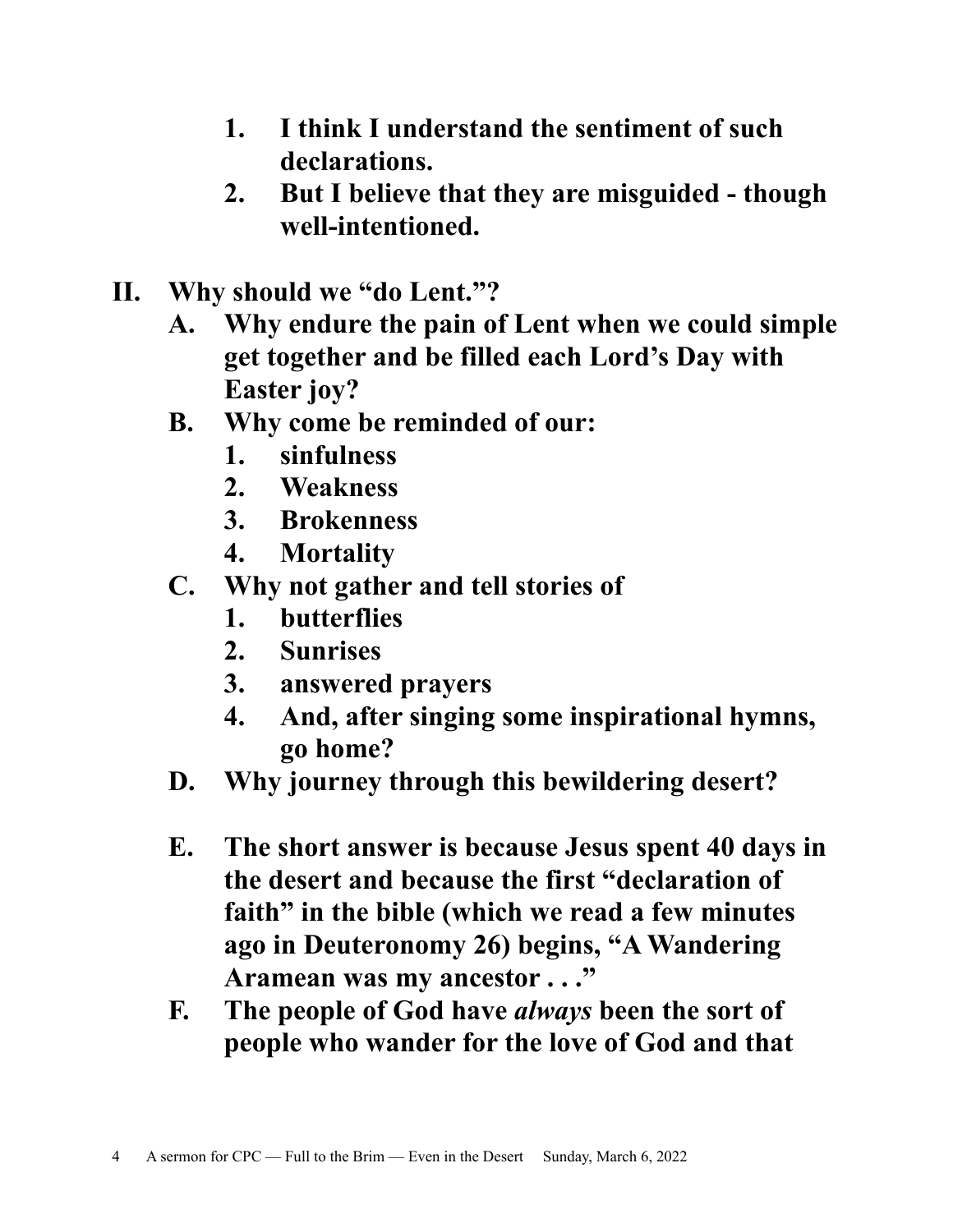1. **I think I understand the sentiment of such declarations.**
2. **But I believe that they are misguided - though well-intentioned.**

**II. Why should we "do Lent."?**

- **A. Why endure the pain of Lent when we could simple get together and be filled each Lord's Day with Easter joy?**
- **B. Why come be reminded of our:**
  1. **sinfulness**
  2. **Weakness**
  3. **Brokenness**
  4. **Mortality**
- **C. Why not gather and tell stories of**
  1. **butterflies**
  2. **Sunrises**
  3. **answered prayers**
  4. **And, after singing some inspirational hymns, go home?**
- **D. Why journey through this bewildering desert?**

- **E. The short answer is because Jesus spent 40 days in the desert and because the first "declaration of faith" in the bible (which we read a few minutes ago in Deuteronomy 26) begins, "A Wandering Aramean was my ancestor . . ."**
- **F. The people of God have *always* been the sort of people who wander for the love of God and that**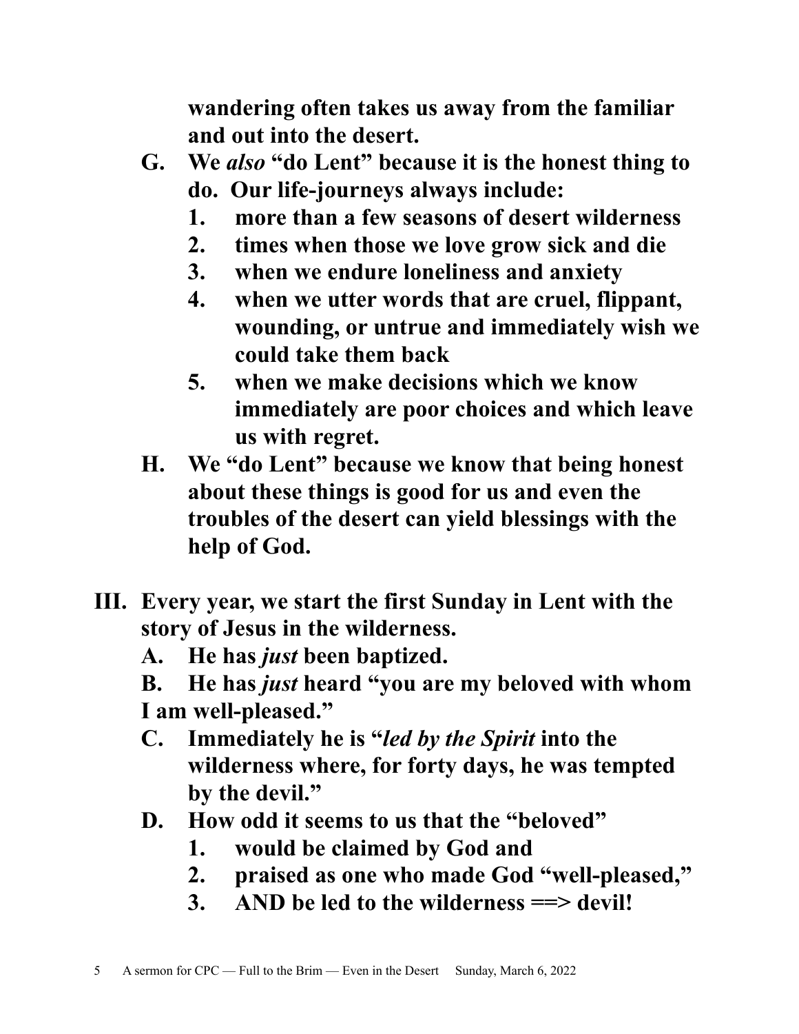**wandering often takes us away from the familiar and out into the desert.**

- **G. We *also* "do Lent" because it is the honest thing to do. Our life-journeys always include:**
  1. **more than a few seasons of desert wilderness**
  2. **times when those we love grow sick and die**
  3. **when we endure loneliness and anxiety**
  4. **when we utter words that are cruel, flippant, wounding, or untrue and immediately wish we could take them back**
  5. **when we make decisions which we know immediately are poor choices and which leave us with regret.**
- **H. We "do Lent" because we know that being honest about these things is good for us and even the troubles of the desert can yield blessings with the help of God.**

**III. Every year, we start the first Sunday in Lent with the story of Jesus in the wilderness.**

- **A. He has *just* been baptized.**
- **B. He has *just* heard "you are my beloved with whom I am well-pleased."**
- **C. Immediately he is "*led by the Spirit* into the wilderness where, for forty days, he was tempted by the devil."**
- **D. How odd it seems to us that the "beloved"**
  1. **would be claimed by God and**
  2. **praised as one who made God "well-pleased,"**
  3. **AND be led to the wilderness ==> devil!**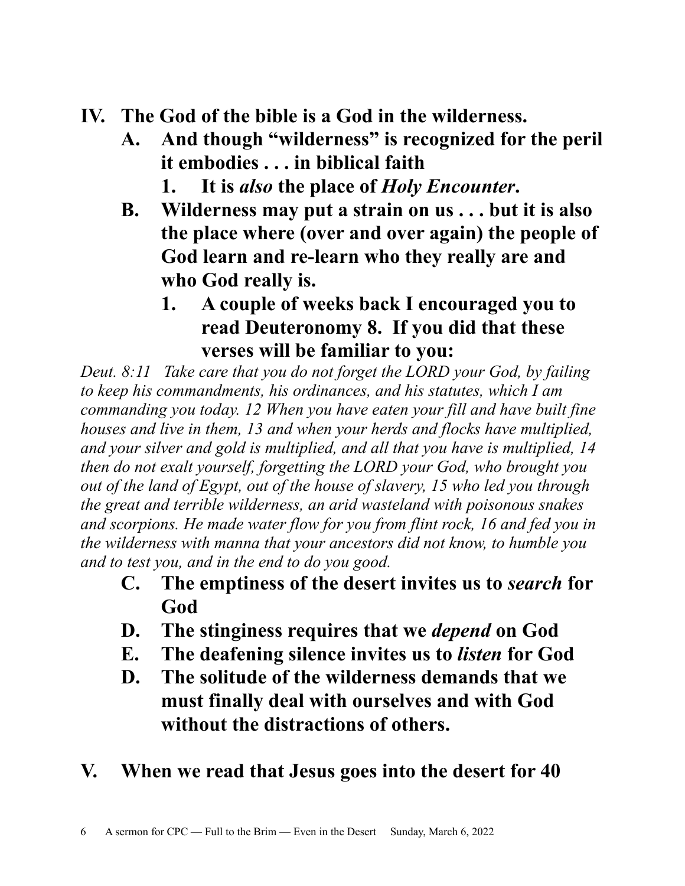**IV. The God of the bible is a God in the wilderness.**

  **A. And though "wilderness" is recognized for the peril it embodies . . . in biblical faith**

    **1. It is *also* the place of *Holy Encounter*.**

  **B. Wilderness may put a strain on us . . . but it is also the place where (over and over again) the people of God learn and re-learn who they really are and who God really is.**

    **1. A couple of weeks back I encouraged you to read Deuteronomy 8. If you did that these verses will be familiar to you:**

*Deut. 8:11 Take care that you do not forget the LORD your God, by failing to keep his commandments, his ordinances, and his statutes, which I am commanding you today. 12 When you have eaten your fill and have built fine houses and live in them, 13 and when your herds and flocks have multiplied, and your silver and gold is multiplied, and all that you have is multiplied, 14 then do not exalt yourself, forgetting the LORD your God, who brought you out of the land of Egypt, out of the house of slavery, 15 who led you through the great and terrible wilderness, an arid wasteland with poisonous snakes and scorpions. He made water flow for you from flint rock, 16 and fed you in the wilderness with manna that your ancestors did not know, to humble you and to test you, and in the end to do you good.*

  **C. The emptiness of the desert invites us to *search* for God**

  **D. The stinginess requires that we *depend* on God**

  **E. The deafening silence invites us to *listen* for God**

  **D. The solitude of the wilderness demands that we must finally deal with ourselves and with God without the distractions of others.**

**V. When we read that Jesus goes into the desert for 40**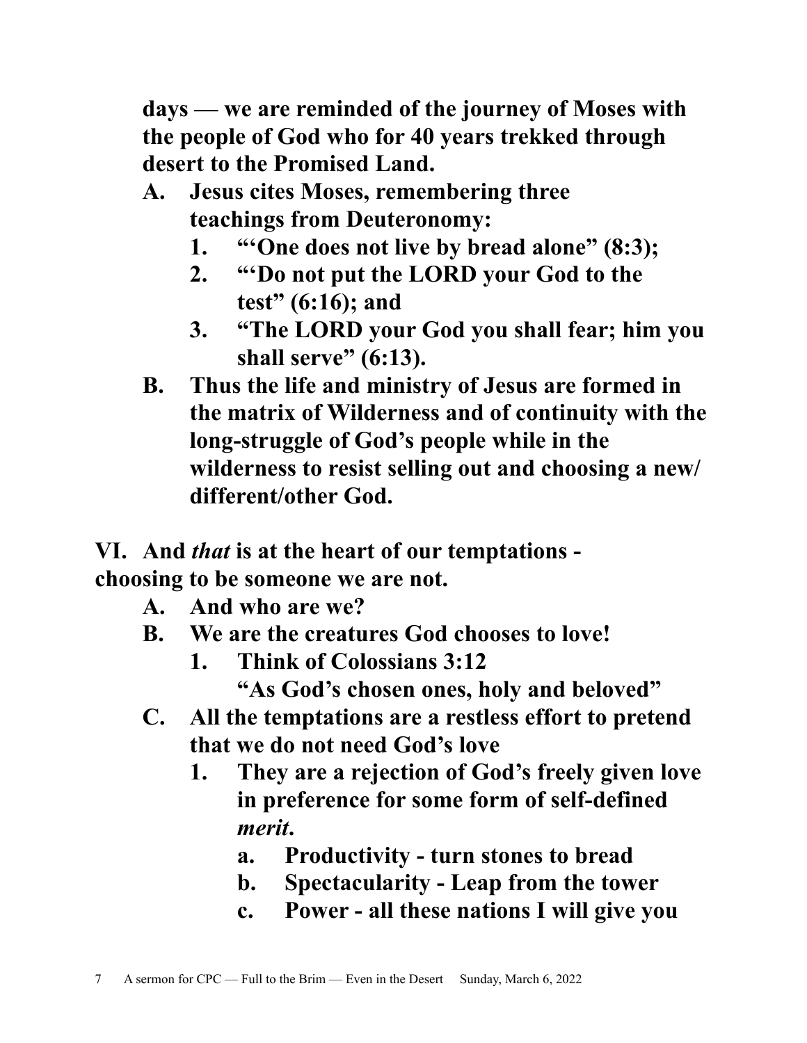**days — we are reminded of the journey of Moses with the people of God who for 40 years trekked through desert to the Promised Land.**

- **A. Jesus cites Moses, remembering three teachings from Deuteronomy:**
    - **1. "'One does not live by bread alone" (8:3);**
    - **2. "'Do not put the LORD your God to the test" (6:16); and**
    - **3. "The LORD your God you shall fear; him you shall serve" (6:13).**
- **B. Thus the life and ministry of Jesus are formed in the matrix of Wilderness and of continuity with the long-struggle of God's people while in the wilderness to resist selling out and choosing a new/ different/other God.**

**VI. And *that* is at the heart of our temptations - choosing to be someone we are not.**

- **A. And who are we?**
- **B. We are the creatures God chooses to love!**
    - **1. Think of Colossians 3:12 "As God's chosen ones, holy and beloved"**
- **C. All the temptations are a restless effort to pretend that we do not need God's love**
    - **1. They are a rejection of God's freely given love in preference for some form of self-defined *merit*.**
        - **a. Productivity - turn stones to bread**
        - **b. Spectacularity - Leap from the tower**
        - **c. Power - all these nations I will give you**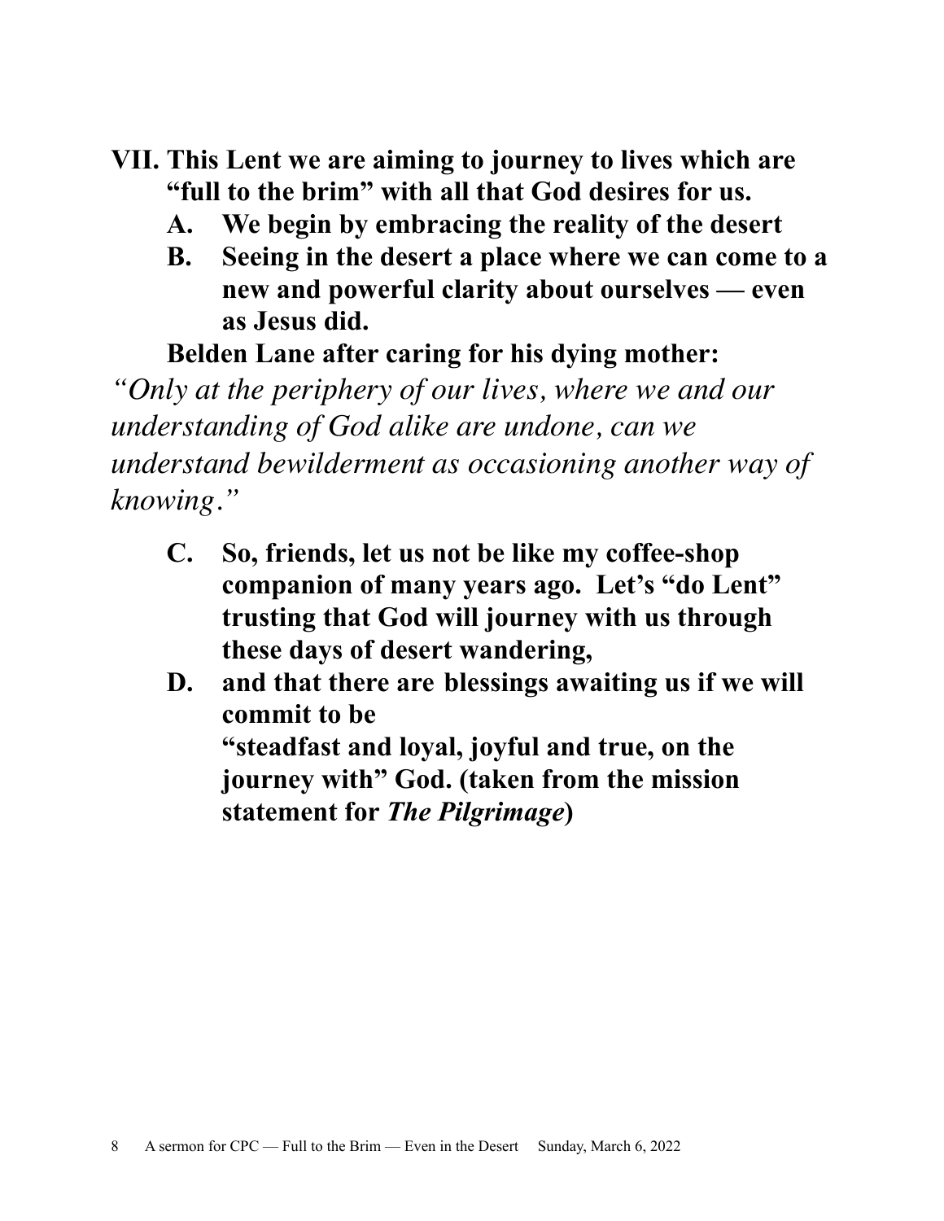**VII. This Lent we are aiming to journey to lives which are "full to the brim" with all that God desires for us.**

- **A. We begin by embracing the reality of the desert**
- **B. Seeing in the desert a place where we can come to a new and powerful clarity about ourselves — even as Jesus did.**

**Belden Lane after caring for his dying mother:**

*"Only at the periphery of our lives, where we and our understanding of God alike are undone, can we understand bewilderment as occasioning another way of knowing."*

- **C. So, friends, let us not be like my coffee-shop companion of many years ago. Let's "do Lent" trusting that God will journey with us through these days of desert wandering,**
- **D. and that there are blessings awaiting us if we will commit to be "steadfast and loyal, joyful and true, on the journey with" God. (taken from the mission statement for *The Pilgrimage*)**